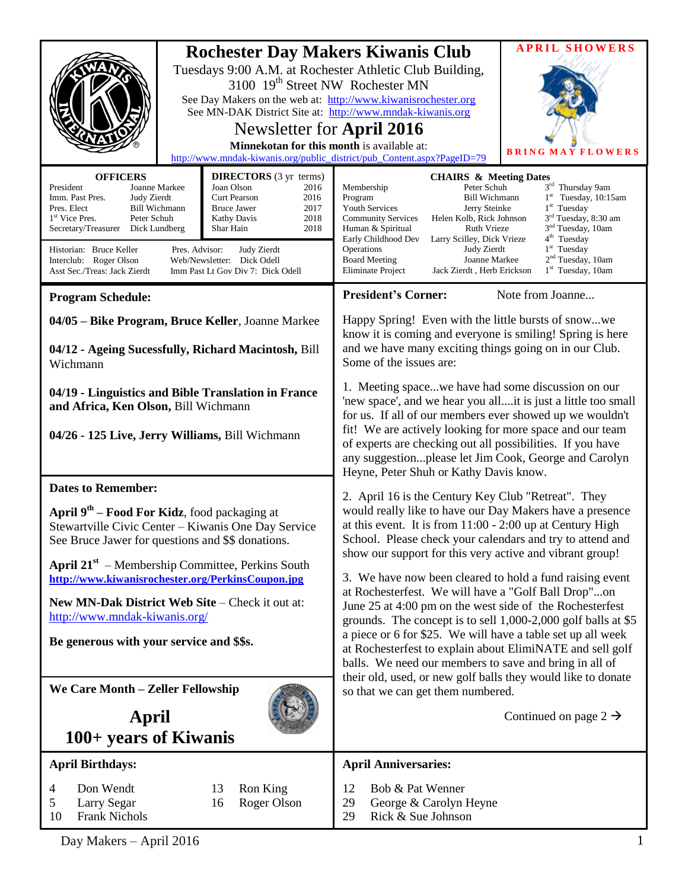# Rochester Day Makers Kiwanis Club

Tuesdays 9:00 A.M. at Rochester Athletic Club Building, 3100 19th Street NW Rochester MN

See Day Makers on the web at: http://www.kiwanisrochester.org

See MN-DAK District Site at: http://www.mndak-kiwanis.org

## Newsletter for April 2016

**Minnekotan for this month** is available at: http://www.mndak-kiwanis.org/public_district/pub_Content.aspx?PageID=79

**APRIL SHOWERS BRING MAY FLOWERS**

### OFFICERS

| | |
|---|---|
| President | Joanne Markee |
| Imm. Past Pres. | Judy Zierdt |
| Pres. Elect | Bill Wichmann |
| 1st Vice Pres. | Peter Schuh |
| Secretary/Treasurer | Dick Lundberg |

### DIRECTORS (3 yr terms)

| | |
|---|---|
| Joan Olson | 2016 |
| Curt Pearson | 2016 |
| Bruce Jawer | 2017 |
| Kathy Davis | 2018 |
| Shar Hain | 2018 |

Historian: Bruce Keller
Interclub: Roger Olson
Asst Sec./Treas: Jack Zierdt
Pres. Advisor: Judy Zierdt
Web/Newsletter: Dick Odell
Imm Past Lt Gov Div 7: Dick Odell

### CHAIRS & Meeting Dates

| | | |
|---|---|---|
| Membership | Peter Schuh | 3rd Thursday 9am |
| Program | Bill Wichmann | 1st Tuesday, 10:15am |
| Youth Services | Jerry Steinke | 1st Tuesday |
| Community Services | Helen Kolb, Rick Johnson | 3rd Tuesday, 8:30 am |
| Human & Spiritual | Ruth Vrieze | 3nd Tuesday, 10am |
| Early Childhood Dev | Larry Scilley, Dick Vrieze | 4th Tuesday |
| Operations | Judy Zierdt | 1st Tuesday |
| Board Meeting | Joanne Markee | 2nd Tuesday, 10am |
| Eliminate Project | Jack Zierdt , Herb Erickson | 1st Tuesday, 10am |

### Program Schedule:

**04/05 – Bike Program, Bruce Keller**, Joanne Markee

**04/12 - Ageing Sucessfully, Richard Macintosh,** Bill Wichmann

**04/19 - Linguistics and Bible Translation in France and Africa, Ken Olson,** Bill Wichmann

**04/26 - 125 Live, Jerry Williams,** Bill Wichmann

### Dates to Remember:

**April 9th – Food For Kidz**, food packaging at Stewartville Civic Center – Kiwanis One Day Service See Bruce Jawer for questions and $$ donations.

**April 21st** – Membership Committee, Perkins South **http://www.kiwanisrochester.org/PerkinsCoupon.jpg**

**New MN-Dak District Web Site** – Check it out at: http://www.mndak-kiwanis.org/

**Be generous with your service and $$s.**

### We Care Month – Zeller Fellowship

**April**
**100+ years of Kiwanis**

### President's Corner: Note from Joanne...

Happy Spring! Even with the little bursts of snow...we know it is coming and everyone is smiling! Spring is here and we have many exciting things going on in our Club. Some of the issues are:

1. Meeting space...we have had some discussion on our 'new space', and we hear you all....it is just a little too small for us. If all of our members ever showed up we wouldn't fit! We are actively looking for more space and our team of experts are checking out all possibilities. If you have any suggestion...please let Jim Cook, George and Carolyn Heyne, Peter Shuh or Kathy Davis know.

2. April 16 is the Century Key Club "Retreat". They would really like to have our Day Makers have a presence at this event. It is from 11:00 - 2:00 up at Century High School. Please check your calendars and try to attend and show our support for this very active and vibrant group!

3. We have now been cleared to hold a fund raising event at Rochesterfest. We will have a "Golf Ball Drop"...on June 25 at 4:00 pm on the west side of the Rochesterfest grounds. The concept is to sell 1,000-2,000 golf balls at $5 a piece or 6 for $25. We will have a table set up all week at Rochesterfest to explain about ElimiNATE and sell golf balls. We need our members to save and bring in all of their old, used, or new golf balls they would like to donate so that we can get them numbered.

Continued on page 2 →

### April Birthdays:

| | |
|---|---|
| 4 | Don Wendt |
| 5 | Larry Segar |
| 10 | Frank Nichols |
| 13 | Ron King |
| 16 | Roger Olson |

### April Anniversaries:

| | |
|---|---|
| 12 | Bob & Pat Wenner |
| 29 | George & Carolyn Heyne |
| 29 | Rick & Sue Johnson |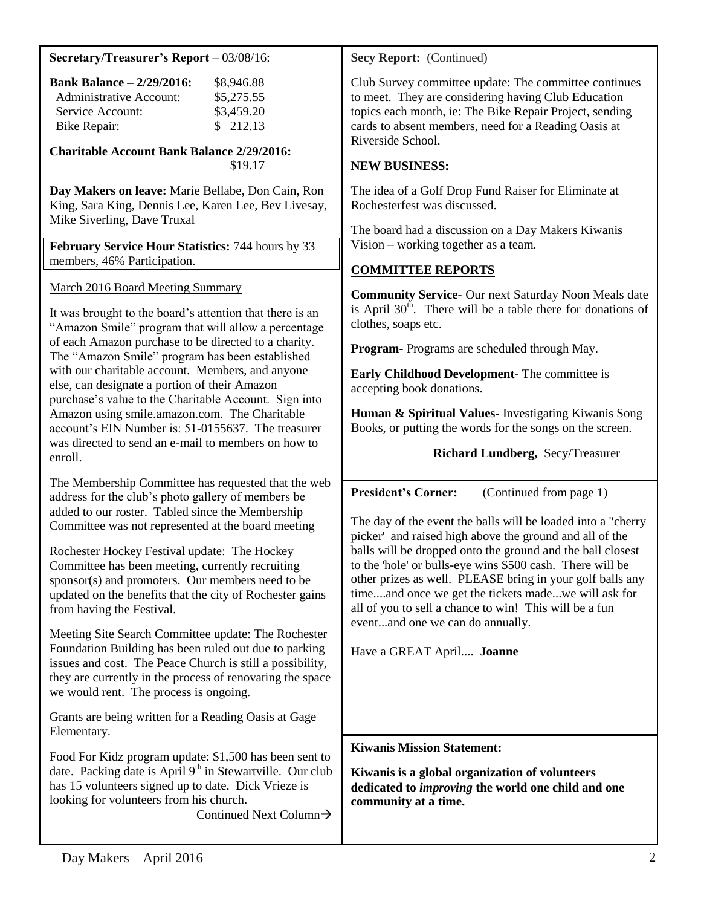**Secretary/Treasurer's Report** – 03/08/16:

| **Bank Balance – 2/29/2016:** | $8,946.88 |
|---|---|
| Administrative Account: | $5,275.55 |
| Service Account: | $3,459.20 |
| Bike Repair: | $ 212.13 |

**Charitable Account Bank Balance 2/29/2016:** $19.17

**Day Makers on leave:** Marie Bellabe, Don Cain, Ron King, Sara King, Dennis Lee, Karen Lee, Bev Livesay, Mike Siverling, Dave Truxal

**February Service Hour Statistics:** 744 hours by 33 members, 46% Participation.

March 2016 Board Meeting Summary

It was brought to the board's attention that there is an "Amazon Smile" program that will allow a percentage of each Amazon purchase to be directed to a charity. The "Amazon Smile" program has been established with our charitable account. Members, and anyone else, can designate a portion of their Amazon purchase's value to the Charitable Account. Sign into Amazon using smile.amazon.com. The Charitable account's EIN Number is: 51-0155637. The treasurer was directed to send an e-mail to members on how to enroll.

The Membership Committee has requested that the web address for the club's photo gallery of members be added to our roster. Tabled since the Membership Committee was not represented at the board meeting

Rochester Hockey Festival update: The Hockey Committee has been meeting, currently recruiting sponsor(s) and promoters. Our members need to be updated on the benefits that the city of Rochester gains from having the Festival.

Meeting Site Search Committee update: The Rochester Foundation Building has been ruled out due to parking issues and cost. The Peace Church is still a possibility, they are currently in the process of renovating the space we would rent. The process is ongoing.

Grants are being written for a Reading Oasis at Gage Elementary.

Food For Kidz program update: $1,500 has been sent to date. Packing date is April 9th in Stewartville. Our club has 15 volunteers signed up to date. Dick Vrieze is looking for volunteers from his church.

Continued Next Column→

**Secy Report:** (Continued)

Club Survey committee update: The committee continues to meet. They are considering having Club Education topics each month, ie: The Bike Repair Project, sending cards to absent members, need for a Reading Oasis at Riverside School.

**NEW BUSINESS:**

The idea of a Golf Drop Fund Raiser for Eliminate at Rochesterfest was discussed.

The board had a discussion on a Day Makers Kiwanis Vision – working together as a team.

**COMMITTEE REPORTS**

**Community Service-** Our next Saturday Noon Meals date is April 30th. There will be a table there for donations of clothes, soaps etc.

**Program-** Programs are scheduled through May.

**Early Childhood Development-** The committee is accepting book donations.

**Human & Spiritual Values-** Investigating Kiwanis Song Books, or putting the words for the songs on the screen.

**Richard Lundberg,** Secy/Treasurer

**President's Corner:** (Continued from page 1)

The day of the event the balls will be loaded into a "cherry picker' and raised high above the ground and all of the balls will be dropped onto the ground and the ball closest to the 'hole' or bulls-eye wins $500 cash. There will be other prizes as well. PLEASE bring in your golf balls any time....and once we get the tickets made...we will ask for all of you to sell a chance to win! This will be a fun event...and one we can do annually.

Have a GREAT April.... **Joanne**

**Kiwanis Mission Statement:**

**Kiwanis is a global organization of volunteers dedicated to *improving* the world one child and one community at a time.**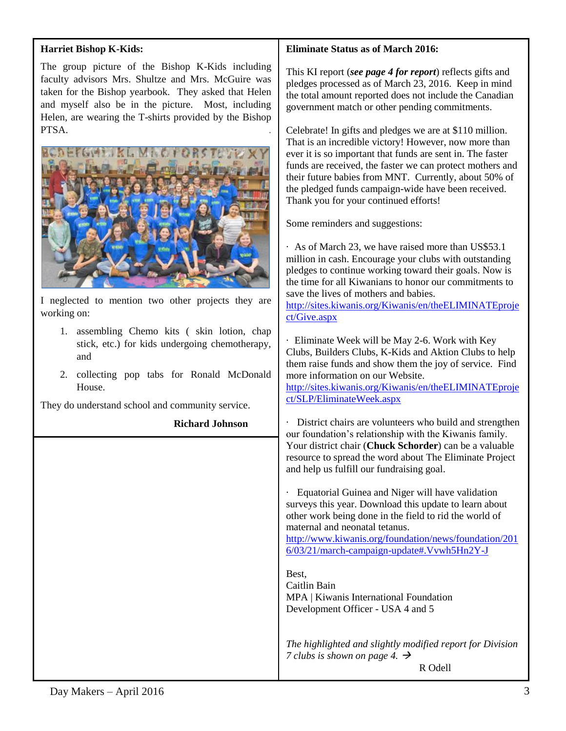**Harriet Bishop K-Kids:**

The group picture of the Bishop K-Kids including faculty advisors Mrs. Shultze and Mrs. McGuire was taken for the Bishop yearbook. They asked that Helen and myself also be in the picture. Most, including Helen, are wearing the T-shirts provided by the Bishop PTSA.

I neglected to mention two other projects they are working on:

1. assembling Chemo kits ( skin lotion, chap stick, etc.) for kids undergoing chemotherapy, and
2. collecting pop tabs for Ronald McDonald House.

They do understand school and community service.

**Richard Johnson**

**Eliminate Status as of March 2016:**

This KI report (***see page 4 for report***) reflects gifts and pledges processed as of March 23, 2016. Keep in mind the total amount reported does not include the Canadian government match or other pending commitments.

Celebrate! In gifts and pledges we are at $110 million. That is an incredible victory! However, now more than ever it is so important that funds are sent in. The faster funds are received, the faster we can protect mothers and their future babies from MNT. Currently, about 50% of the pledged funds campaign-wide have been received. Thank you for your continued efforts!

Some reminders and suggestions:

· As of March 23, we have raised more than US$53.1 million in cash. Encourage your clubs with outstanding pledges to continue working toward their goals. Now is the time for all Kiwanians to honor our commitments to save the lives of mothers and babies. http://sites.kiwanis.org/Kiwanis/en/theELIMINATEproject/Give.aspx

· Eliminate Week will be May 2-6. Work with Key Clubs, Builders Clubs, K-Kids and Aktion Clubs to help them raise funds and show them the joy of service. Find more information on our Website. http://sites.kiwanis.org/Kiwanis/en/theELIMINATEproject/SLP/EliminateWeek.aspx

· District chairs are volunteers who build and strengthen our foundation's relationship with the Kiwanis family. Your district chair (**Chuck Schorder**) can be a valuable resource to spread the word about The Eliminate Project and help us fulfill our fundraising goal.

· Equatorial Guinea and Niger will have validation surveys this year. Download this update to learn about other work being done in the field to rid the world of maternal and neonatal tetanus. http://www.kiwanis.org/foundation/news/foundation/2016/03/21/march-campaign-update#.Vvwh5Hn2Y-J

Best,
Caitlin Bain
MPA | Kiwanis International Foundation
Development Officer - USA 4 and 5

*The highlighted and slightly modified report for Division 7 clubs is shown on page 4.* →

R Odell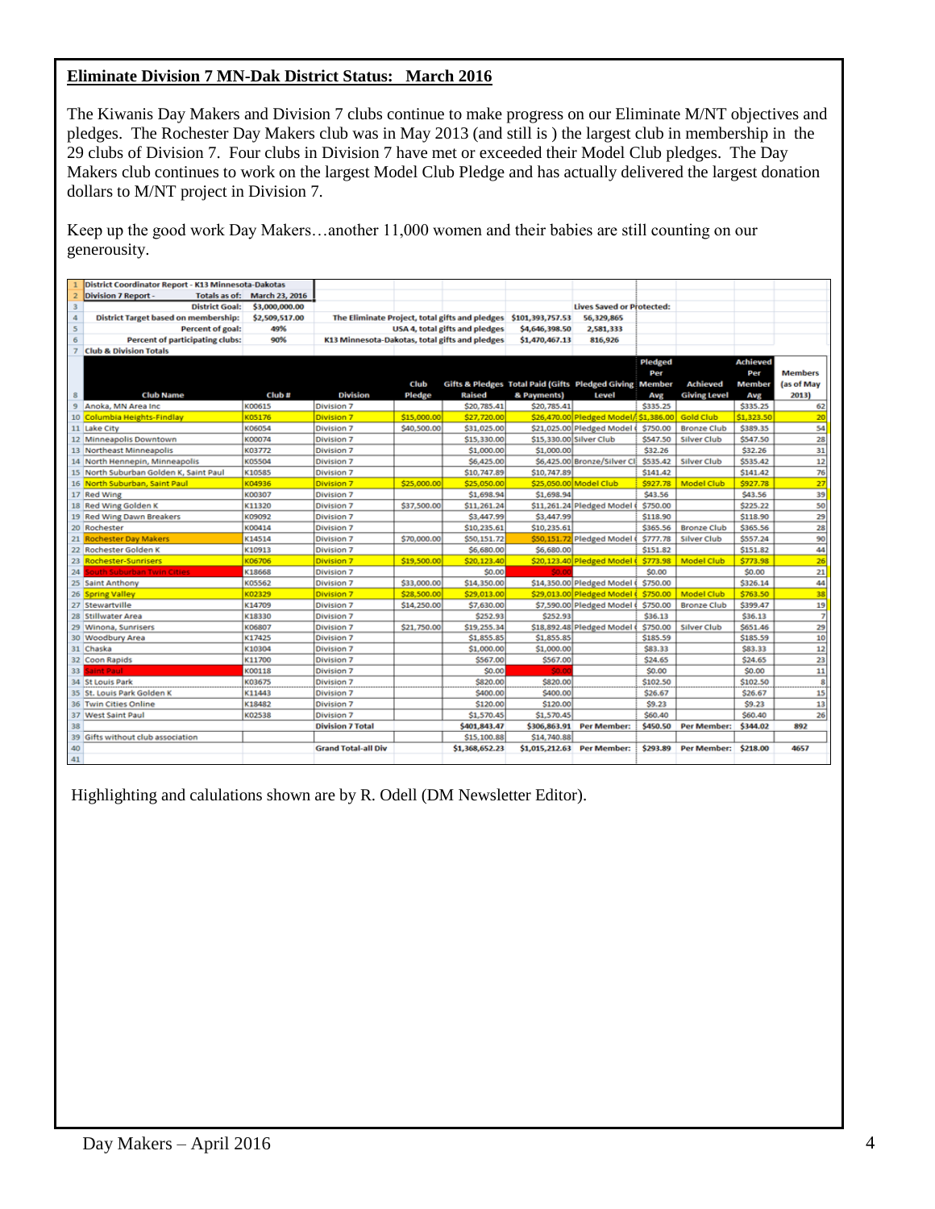**Eliminate Division 7 MN-Dak District Status: March 2016**

The Kiwanis Day Makers and Division 7 clubs continue to make progress on our Eliminate M/NT objectives and pledges. The Rochester Day Makers club was in May 2013 (and still is ) the largest club in membership in the 29 clubs of Division 7. Four clubs in Division 7 have met or exceeded their Model Club pledges. The Day Makers club continues to work on the largest Model Club Pledge and has actually delivered the largest donation dollars to M/NT project in Division 7.

Keep up the good work Day Makers…another 11,000 women and their babies are still counting on our generousity.

| | | | | | | | | | | | | |
|---|---|---|---|---|---|---|---|---|---|---|---|---|
| 1 | District Coordinator Report - K13 Minnesota-Dakotas | | | | | | | | | | | |
| 2 | Division 7 Report - Totals as of: | March 23, 2016 | | | | | | | | | | |
| 3 | District Goal: | $3,000,000.00 | | | | | | Lives Saved or Protected: | | | | |
| 4 | District Target based on membership: | $2,509,517.00 | The Eliminate Project, total gifts and pledges | | | | $101,393,757.53 | 56,329,865 | | | | |
| 5 | Percent of goal: | 49% | USA 4, total gifts and pledges | | | | $4,646,398.50 | 2,581,333 | | | | |
| 6 | Percent of participating clubs: | 90% | K13 Minnesota-Dakotas, total gifts and pledges | | | | $1,470,467.13 | 816,926 | | | | |
| 7 | Club & Division Totals | | | | | | | | | | | |
| 8 | Club Name | Club # | Division | Club Pledge | Gifts & Pledges Raised | Total Paid (Gifts & Payments) | Pledged Giving Level | Pledged Per Member Avg | Achieved Giving Level | Achieved Per Member Avg | Members (as of May 2013) | |
| 9 | Anoka, MN Area Inc | K00615 | Division 7 | | $20,785.41 | $20,785.41 | | $335.25 | | $335.25 | 62 | |
| 10 | Columbia Heights-Findlay | K05176 | Division 7 | $15,000.00 | $27,720.00 | $26,470.00 | Pledged Model/ | $1,386.00 | Gold Club | $1,323.50 | 20 | |
| 11 | Lake City | K06054 | Division 7 | $40,500.00 | $31,025.00 | $21,025.00 | Pledged Model ( | $750.00 | Bronze Club | $389.35 | 54 | |
| 12 | Minneapolis Downtown | K00074 | Division 7 | | $15,330.00 | $15,330.00 | Silver Club | $547.50 | Silver Club | $547.50 | 28 | |
| 13 | Northeast Minneapolis | K03772 | Division 7 | | $1,000.00 | $1,000.00 | | $32.26 | | $32.26 | 31 | |
| 14 | North Hennepin, Minneapolis | K05504 | Division 7 | | $6,425.00 | $6,425.00 | Bronze/Silver Cl | $535.42 | Silver Club | $535.42 | 12 | |
| 15 | North Suburban Golden K, Saint Paul | K10585 | Division 7 | | $10,747.89 | $10,747.89 | | $141.42 | | $141.42 | 76 | |
| 16 | North Suburban, Saint Paul | K04936 | Division 7 | $25,000.00 | $25,050.00 | $25,050.00 | Model Club | $927.78 | Model Club | $927.78 | 27 | |
| 17 | Red Wing | K00307 | Division 7 | | $1,698.94 | $1,698.94 | | $43.56 | | $43.56 | 39 | |
| 18 | Red Wing Golden K | K11320 | Division 7 | $37,500.00 | $11,261.24 | $11,261.24 | Pledged Model ( | $750.00 | | $225.22 | 50 | |
| 19 | Red Wing Dawn Breakers | K09092 | Division 7 | | $3,447.99 | $3,447.99 | | $118.90 | | $118.90 | 29 | |
| 20 | Rochester | K00414 | Division 7 | | $10,235.61 | $10,235.61 | | $365.56 | Bronze Club | $365.56 | 28 | |
| 21 | Rochester Day Makers | K14514 | Division 7 | $70,000.00 | $50,151.72 | $50,151.72 | Pledged Model ( | $777.78 | Silver Club | $557.24 | 90 | |
| 22 | Rochester Golden K | K10913 | Division 7 | | $6,680.00 | $6,680.00 | | $151.82 | | $151.82 | 44 | |
| 23 | Rochester-Sunrisers | K06706 | Division 7 | $19,500.00 | $20,123.40 | $20,123.40 | Pledged Model ( | $773.98 | Model Club | $773.98 | 26 | |
| 24 | South Suburban Twin Cities | K18668 | Division 7 | | $0.00 | $0.00 | | $0.00 | | $0.00 | 21 | |
| 25 | Saint Anthony | K05562 | Division 7 | $33,000.00 | $14,350.00 | $14,350.00 | Pledged Model ( | $750.00 | | $326.14 | 44 | |
| 26 | Spring Valley | K02329 | Division 7 | $28,500.00 | $29,013.00 | $29,013.00 | Pledged Model ( | $750.00 | Model Club | $763.50 | 38 | |
| 27 | Stewartville | K14709 | Division 7 | $14,250.00 | $7,630.00 | $7,590.00 | Pledged Model ( | $750.00 | Bronze Club | $399.47 | 19 | |
| 28 | Stillwater Area | K18330 | Division 7 | | $252.93 | $252.93 | | $36.13 | | $36.13 | 7 | |
| 29 | Winona, Sunrisers | K06807 | Division 7 | $21,750.00 | $19,255.34 | $18,892.48 | Pledged Model ( | $750.00 | Silver Club | $651.46 | 29 | |
| 30 | Woodbury Area | K17425 | Division 7 | | $1,855.85 | $1,855.85 | | $185.59 | | $185.59 | 10 | |
| 31 | Chaska | K10304 | Division 7 | | $1,000.00 | $1,000.00 | | $83.33 | | $83.33 | 12 | |
| 32 | Coon Rapids | K11700 | Division 7 | | $567.00 | $567.00 | | $24.65 | | $24.65 | 23 | |
| 33 | Saint Paul | K00118 | Division 7 | | $0.00 | $0.00 | | $0.00 | | $0.00 | 11 | |
| 34 | St Louis Park | K03675 | Division 7 | | $820.00 | $820.00 | | $102.50 | | $102.50 | 8 | |
| 35 | St. Louis Park Golden K | K11443 | Division 7 | | $400.00 | $400.00 | | $26.67 | | $26.67 | 15 | |
| 36 | Twin Cities Online | K18482 | Division 7 | | $120.00 | $120.00 | | $9.23 | | $9.23 | 13 | |
| 37 | West Saint Paul | K02538 | Division 7 | | $1,570.45 | $1,570.45 | | $60.40 | | $60.40 | 26 | |
| 38 | | | Division 7 Total | | $401,843.47 | $306,863.91 | Per Member: | $450.50 | Per Member: | $344.02 | 892 | |
| 39 | Gifts without club association | | | | $15,100.88 | $14,740.88 | | | | | | |
| 40 | | | Grand Total-all Div | | $1,368,652.23 | $1,015,212.63 | Per Member: | $293.89 | Per Member: | $218.00 | 4657 | |
| 41 | | | | | | | | | | | | |

Highlighting and calulations shown are by R. Odell (DM Newsletter Editor).